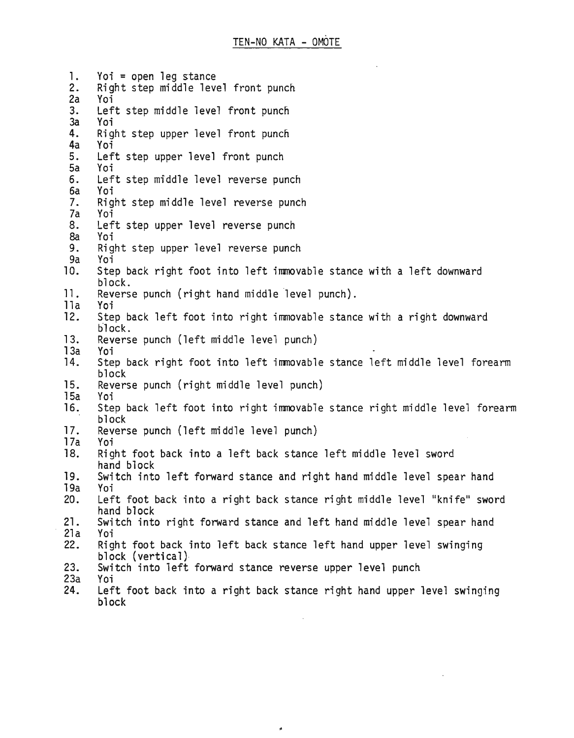# TEN-NO KATA - OMOTE

1. Yoi = open leg stance
2. Right step middle level front punch
2a Yoi
3. Left step middle level front punch
3a Yoi
4. Right step upper level front punch
4a Yoi
5. Left step upper level front punch
5a Yoi
6. Left step middle level reverse punch
6a Yoi
7. Right step middle level reverse punch
7a Yoi
8. Left step upper level reverse punch
8a Yoi
9. Right step upper level reverse punch
9a Yoi
10. Step back right foot into left immovable stance with a left downward block.
11. Reverse punch (right hand middle level punch).
11a Yoi
12. Step back left foot into right immovable stance with a right downward block.
13. Reverse punch (left middle level punch)
13a Yoi
14. Step back right foot into left immovable stance left middle level forearm block
15. Reverse punch (right middle level punch)
15a Yoi
16. Step back left foot into right immovable stance right middle level forearm block
17. Reverse punch (left middle level punch)
17a Yoi
18. Right foot back into a left back stance left middle level sword hand block
19. Switch into left forward stance and right hand middle level spear hand
19a Yoi
20. Left foot back into a right back stance right middle level "knife" sword hand block
21. Switch into right forward stance and left hand middle level spear hand
21a Yoi
22. Right foot back into left back stance left hand upper level swinging block (vertical)
23. Switch into left forward stance reverse upper level punch
23a Yoi
24. Left foot back into a right back stance right hand upper level swinging block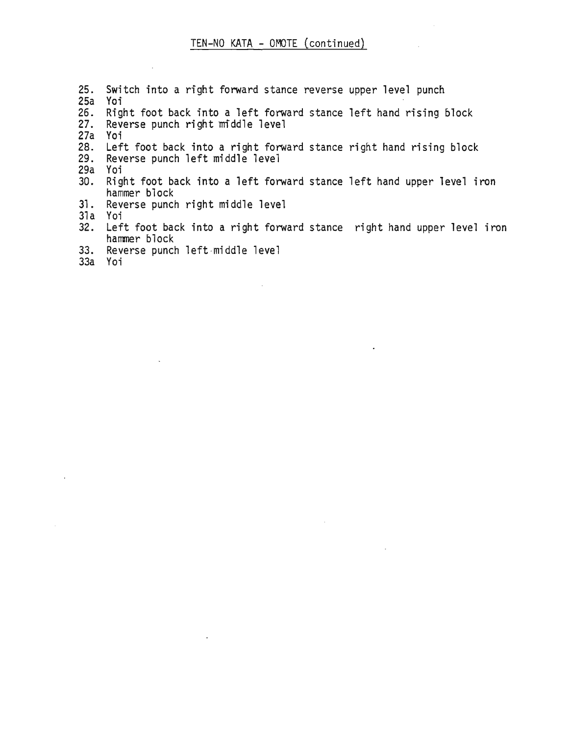## TEN-NO KATA - OMOTE (continued)

25. Switch into a right forward stance reverse upper level punch
25a Yoi
26. Right foot back into a left forward stance left hand rising block
27. Reverse punch right middle level
27a Yoi
28. Left foot back into a right forward stance right hand rising block
29. Reverse punch left middle level
29a Yoi
30. Right foot back into a left forward stance left hand upper level iron hammer block
31. Reverse punch right middle level
31a Yoi
32. Left foot back into a right forward stance right hand upper level iron hammer block
33. Reverse punch left middle level
33a Yoi